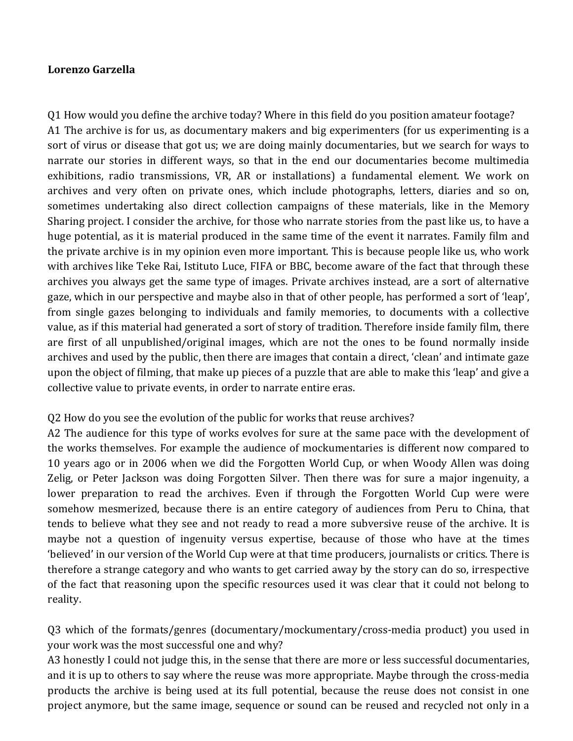**Lorenzo Garzella**

Q1 How would you define the archive today? Where in this field do you position amateur footage?
A1 The archive is for us, as documentary makers and big experimenters (for us experimenting is a sort of virus or disease that got us; we are doing mainly documentaries, but we search for ways to narrate our stories in different ways, so that in the end our documentaries become multimedia exhibitions, radio transmissions, VR, AR or installations) a fundamental element. We work on archives and very often on private ones, which include photographs, letters, diaries and so on, sometimes undertaking also direct collection campaigns of these materials, like in the Memory Sharing project. I consider the archive, for those who narrate stories from the past like us, to have a huge potential, as it is material produced in the same time of the event it narrates. Family film and the private archive is in my opinion even more important. This is because people like us, who work with archives like Teke Rai, Istituto Luce, FIFA or BBC, become aware of the fact that through these archives you always get the same type of images. Private archives instead, are a sort of alternative gaze, which in our perspective and maybe also in that of other people, has performed a sort of 'leap', from single gazes belonging to individuals and family memories, to documents with a collective value, as if this material had generated a sort of story of tradition. Therefore inside family film, there are first of all unpublished/original images, which are not the ones to be found normally inside archives and used by the public, then there are images that contain a direct, 'clean' and intimate gaze upon the object of filming, that make up pieces of a puzzle that are able to make this 'leap' and give a collective value to private events, in order to narrate entire eras.

Q2 How do you see the evolution of the public for works that reuse archives?
A2 The audience for this type of works evolves for sure at the same pace with the development of the works themselves. For example the audience of mockumentaries is different now compared to 10 years ago or in 2006 when we did the Forgotten World Cup, or when Woody Allen was doing Zelig, or Peter Jackson was doing Forgotten Silver. Then there was for sure a major ingenuity, a lower preparation to read the archives. Even if through the Forgotten World Cup were were somehow mesmerized, because there is an entire category of audiences from Peru to China, that tends to believe what they see and not ready to read a more subversive reuse of the archive. It is maybe not a question of ingenuity versus expertise, because of those who have at the times 'believed' in our version of the World Cup were at that time producers, journalists or critics. There is therefore a strange category and who wants to get carried away by the story can do so, irrespective of the fact that reasoning upon the specific resources used it was clear that it could not belong to reality.

Q3 which of the formats/genres (documentary/mockumentary/cross-media product) you used in your work was the most successful one and why?
A3 honestly I could not judge this, in the sense that there are more or less successful documentaries, and it is up to others to say where the reuse was more appropriate. Maybe through the cross-media products the archive is being used at its full potential, because the reuse does not consist in one project anymore, but the same image, sequence or sound can be reused and recycled not only in a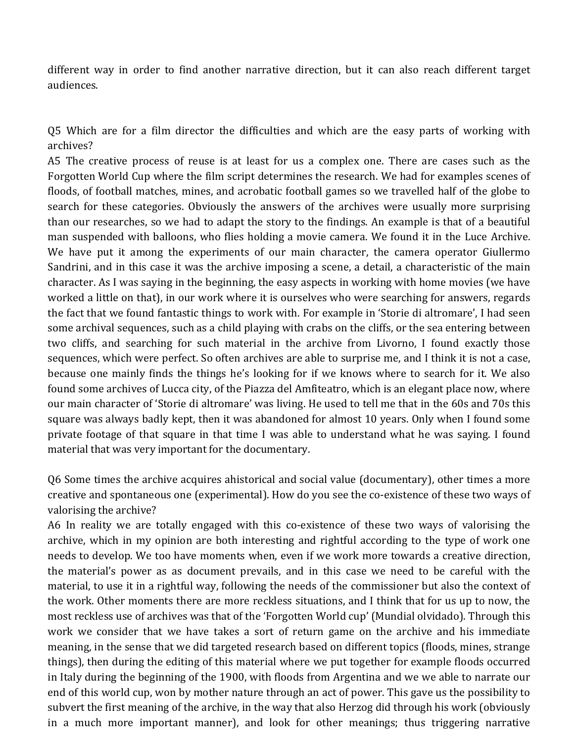different way in order to find another narrative direction, but it can also reach different target audiences.

Q5 Which are for a film director the difficulties and which are the easy parts of working with archives?

A5 The creative process of reuse is at least for us a complex one. There are cases such as the Forgotten World Cup where the film script determines the research. We had for examples scenes of floods, of football matches, mines, and acrobatic football games so we travelled half of the globe to search for these categories. Obviously the answers of the archives were usually more surprising than our researches, so we had to adapt the story to the findings. An example is that of a beautiful man suspended with balloons, who flies holding a movie camera. We found it in the Luce Archive. We have put it among the experiments of our main character, the camera operator Giullermo Sandrini, and in this case it was the archive imposing a scene, a detail, a characteristic of the main character. As I was saying in the beginning, the easy aspects in working with home movies (we have worked a little on that), in our work where it is ourselves who were searching for answers, regards the fact that we found fantastic things to work with. For example in 'Storie di altromare', I had seen some archival sequences, such as a child playing with crabs on the cliffs, or the sea entering between two cliffs, and searching for such material in the archive from Livorno, I found exactly those sequences, which were perfect. So often archives are able to surprise me, and I think it is not a case, because one mainly finds the things he's looking for if we knows where to search for it. We also found some archives of Lucca city, of the Piazza del Amfiteatro, which is an elegant place now, where our main character of 'Storie di altromare' was living. He used to tell me that in the 60s and 70s this square was always badly kept, then it was abandoned for almost 10 years. Only when I found some private footage of that square in that time I was able to understand what he was saying. I found material that was very important for the documentary.

Q6 Some times the archive acquires ahistorical and social value (documentary), other times a more creative and spontaneous one (experimental). How do you see the co-existence of these two ways of valorising the archive?

A6 In reality we are totally engaged with this co-existence of these two ways of valorising the archive, which in my opinion are both interesting and rightful according to the type of work one needs to develop. We too have moments when, even if we work more towards a creative direction, the material's power as as document prevails, and in this case we need to be careful with the material, to use it in a rightful way, following the needs of the commissioner but also the context of the work. Other moments there are more reckless situations, and I think that for us up to now, the most reckless use of archives was that of the 'Forgotten World cup' (Mundial olvidado). Through this work we consider that we have takes a sort of return game on the archive and his immediate meaning, in the sense that we did targeted research based on different topics (floods, mines, strange things), then during the editing of this material where we put together for example floods occurred in Italy during the beginning of the 1900, with floods from Argentina and we we able to narrate our end of this world cup, won by mother nature through an act of power. This gave us the possibility to subvert the first meaning of the archive, in the way that also Herzog did through his work (obviously in a much more important manner), and look for other meanings; thus triggering narrative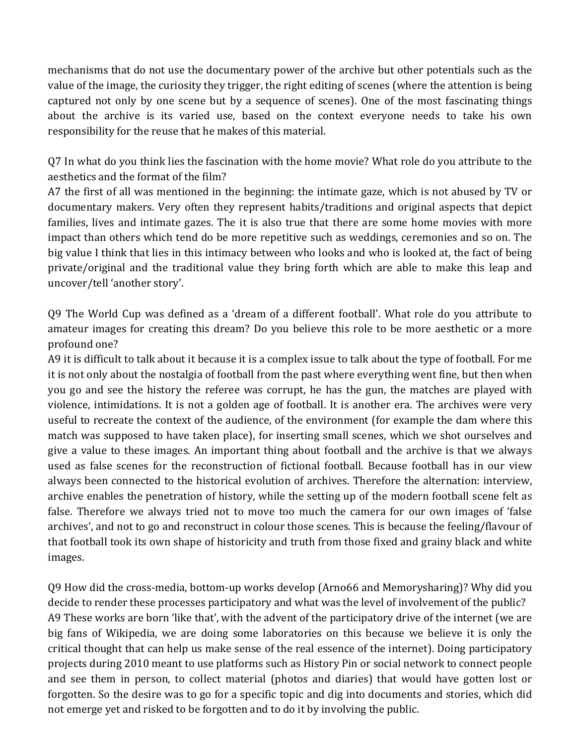mechanisms that do not use the documentary power of the archive but other potentials such as the value of the image, the curiosity they trigger, the right editing of scenes (where the attention is being captured not only by one scene but by a sequence of scenes). One of the most fascinating things about the archive is its varied use, based on the context everyone needs to take his own responsibility for the reuse that he makes of this material.

Q7 In what do you think lies the fascination with the home movie? What role do you attribute to the aesthetics and the format of the film?
A7 the first of all was mentioned in the beginning: the intimate gaze, which is not abused by TV or documentary makers. Very often they represent habits/traditions and original aspects that depict families, lives and intimate gazes. The it is also true that there are some home movies with more impact than others which tend do be more repetitive such as weddings, ceremonies and so on. The big value I think that lies in this intimacy between who looks and who is looked at, the fact of being private/original and the traditional value they bring forth which are able to make this leap and uncover/tell 'another story'.

Q9 The World Cup was defined as a 'dream of a different football'. What role do you attribute to amateur images for creating this dream? Do you believe this role to be more aesthetic or a more profound one?
A9 it is difficult to talk about it because it is a complex issue to talk about the type of football. For me it is not only about the nostalgia of football from the past where everything went fine, but then when you go and see the history the referee was corrupt, he has the gun, the matches are played with violence, intimidations. It is not a golden age of football. It is another era. The archives were very useful to recreate the context of the audience, of the environment (for example the dam where this match was supposed to have taken place), for inserting small scenes, which we shot ourselves and give a value to these images. An important thing about football and the archive is that we always used as false scenes for the reconstruction of fictional football. Because football has in our view always been connected to the historical evolution of archives. Therefore the alternation: interview, archive enables the penetration of history, while the setting up of the modern football scene felt as false. Therefore we always tried not to move too much the camera for our own images of 'false archives', and not to go and reconstruct in colour those scenes. This is because the feeling/flavour of that football took its own shape of historicity and truth from those fixed and grainy black and white images.

Q9 How did the cross-media, bottom-up works develop (Arno66 and Memorysharing)? Why did you decide to render these processes participatory and what was the level of involvement of the public?
A9 These works are born 'like that', with the advent of the participatory drive of the internet (we are big fans of Wikipedia, we are doing some laboratories on this because we believe it is only the critical thought that can help us make sense of the real essence of the internet). Doing participatory projects during 2010 meant to use platforms such as History Pin or social network to connect people and see them in person, to collect material (photos and diaries) that would have gotten lost or forgotten. So the desire was to go for a specific topic and dig into documents and stories, which did not emerge yet and risked to be forgotten and to do it by involving the public.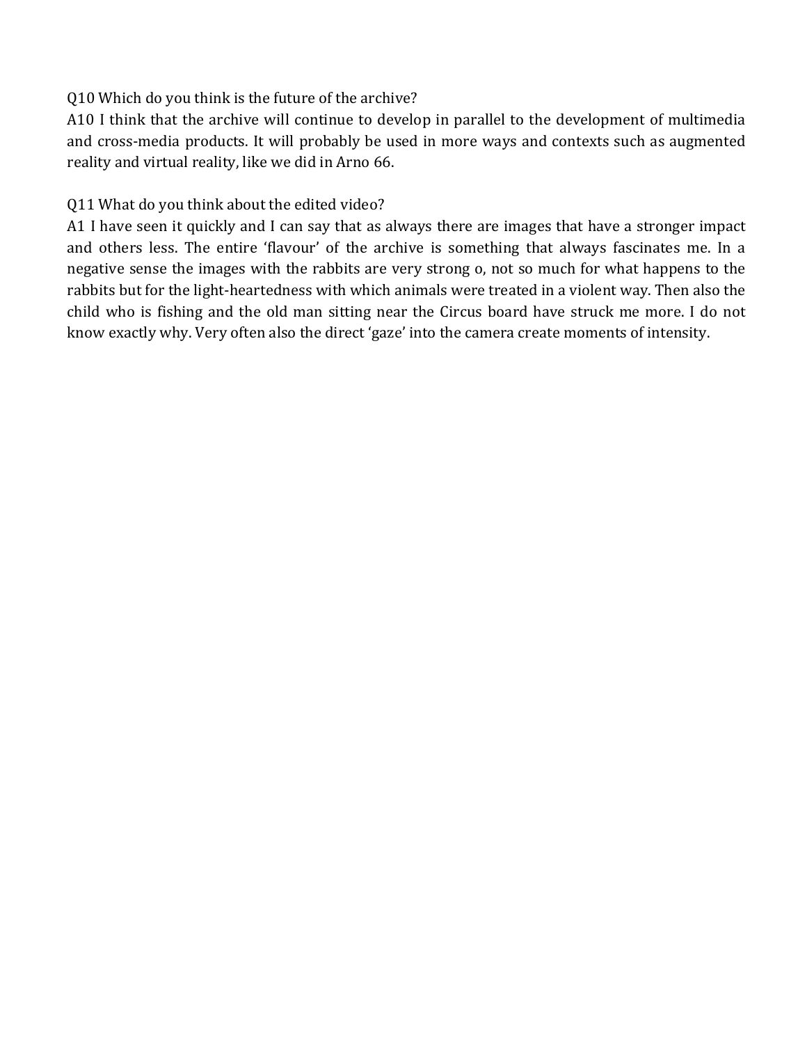Q10 Which do you think is the future of the archive?

A10 I think that the archive will continue to develop in parallel to the development of multimedia and cross-media products. It will probably be used in more ways and contexts such as augmented reality and virtual reality, like we did in Arno 66.

Q11 What do you think about the edited video?

A1 I have seen it quickly and I can say that as always there are images that have a stronger impact and others less. The entire 'flavour' of the archive is something that always fascinates me. In a negative sense the images with the rabbits are very strong o, not so much for what happens to the rabbits but for the light-heartedness with which animals were treated in a violent way. Then also the child who is fishing and the old man sitting near the Circus board have struck me more. I do not know exactly why. Very often also the direct 'gaze' into the camera create moments of intensity.